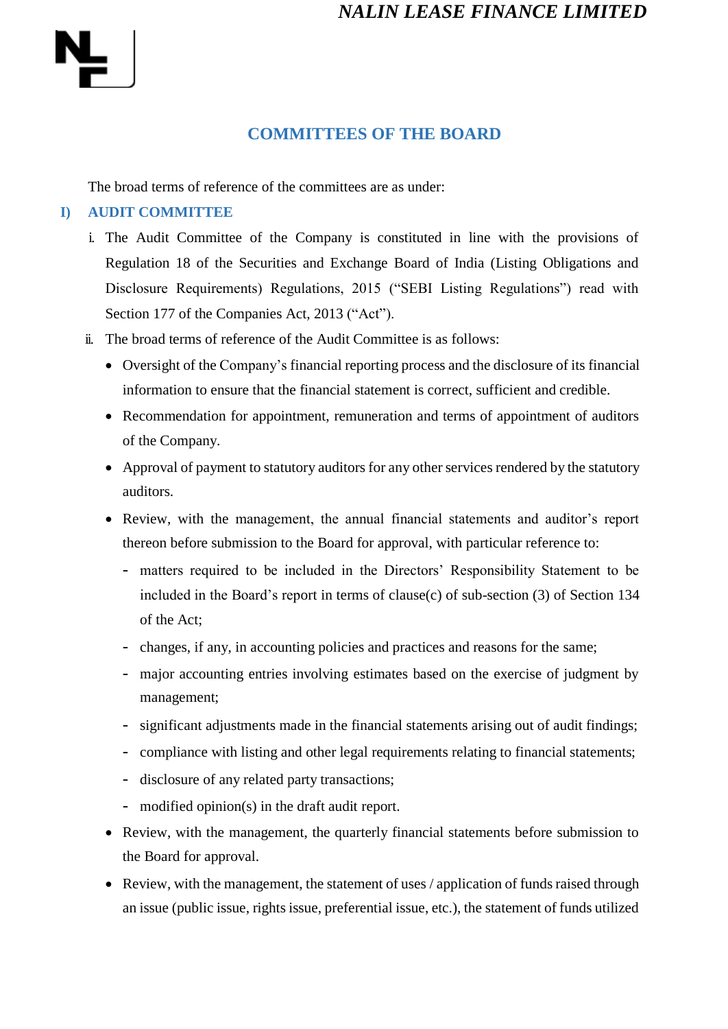# COMMITTEES OF THE BOARD

The broad terms of reference of the committees are as under:

## I) AUDIT COMMITTEE

i. The Audit Committee of the Company is constituted in line with the provisions of Regulation 18 of the Securities and Exchange Board of India (Listing Obligations and Disclosure Requirements) Regulations, 2015 ("SEBI Listing Regulations") read with Section 177 of the Companies Act, 2013 ("Act").

ii. The broad terms of reference of the Audit Committee is as follows:

- Oversight of the Company's financial reporting process and the disclosure of its financial information to ensure that the financial statement is correct, sufficient and credible.
- Recommendation for appointment, remuneration and terms of appointment of auditors of the Company.
- Approval of payment to statutory auditors for any other services rendered by the statutory auditors.
- Review, with the management, the annual financial statements and auditor's report thereon before submission to the Board for approval, with particular reference to:
  - matters required to be included in the Directors' Responsibility Statement to be included in the Board's report in terms of clause(c) of sub-section (3) of Section 134 of the Act;
  - changes, if any, in accounting policies and practices and reasons for the same;
  - major accounting entries involving estimates based on the exercise of judgment by management;
  - significant adjustments made in the financial statements arising out of audit findings;
  - compliance with listing and other legal requirements relating to financial statements;
  - disclosure of any related party transactions;
  - modified opinion(s) in the draft audit report.
- Review, with the management, the quarterly financial statements before submission to the Board for approval.
- Review, with the management, the statement of uses / application of funds raised through an issue (public issue, rights issue, preferential issue, etc.), the statement of funds utilized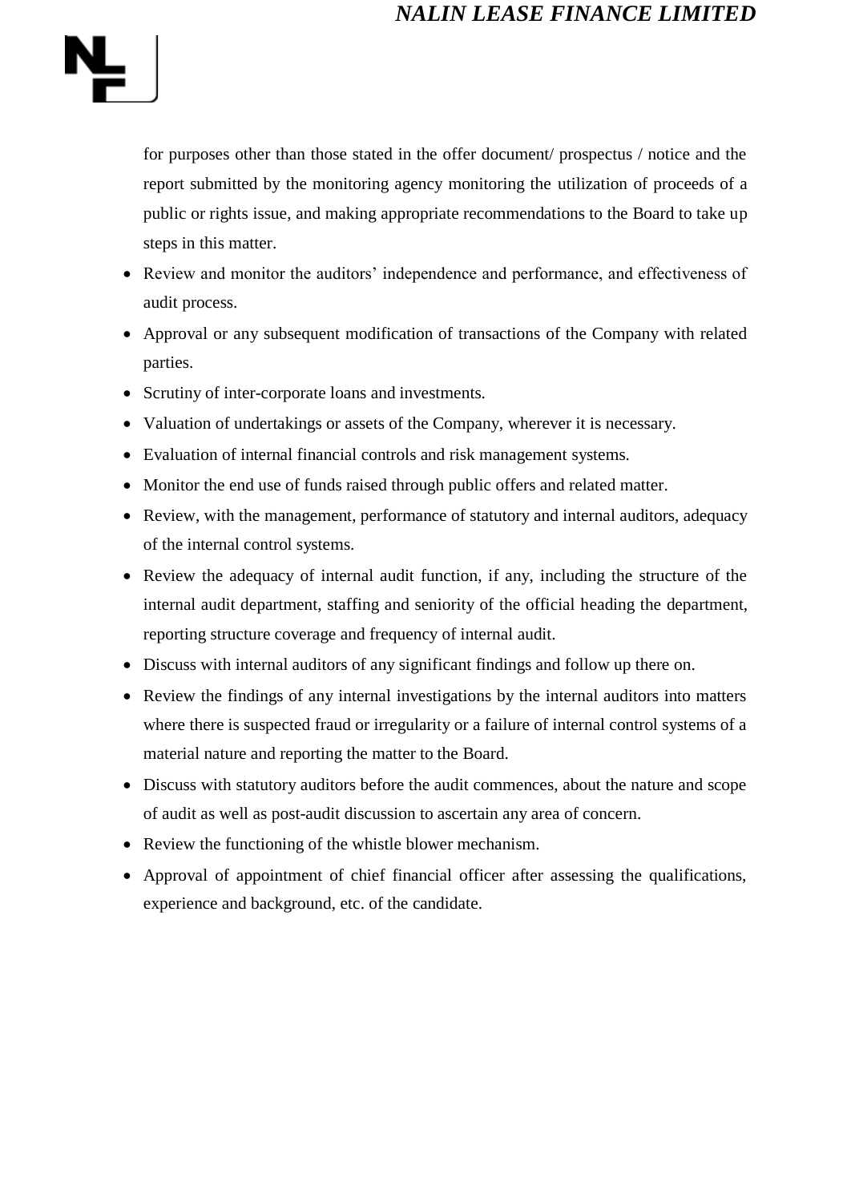for purposes other than those stated in the offer document/ prospectus / notice and the report submitted by the monitoring agency monitoring the utilization of proceeds of a public or rights issue, and making appropriate recommendations to the Board to take up steps in this matter.

- Review and monitor the auditors' independence and performance, and effectiveness of audit process.
- Approval or any subsequent modification of transactions of the Company with related parties.
- Scrutiny of inter-corporate loans and investments.
- Valuation of undertakings or assets of the Company, wherever it is necessary.
- Evaluation of internal financial controls and risk management systems.
- Monitor the end use of funds raised through public offers and related matter.
- Review, with the management, performance of statutory and internal auditors, adequacy of the internal control systems.
- Review the adequacy of internal audit function, if any, including the structure of the internal audit department, staffing and seniority of the official heading the department, reporting structure coverage and frequency of internal audit.
- Discuss with internal auditors of any significant findings and follow up there on.
- Review the findings of any internal investigations by the internal auditors into matters where there is suspected fraud or irregularity or a failure of internal control systems of a material nature and reporting the matter to the Board.
- Discuss with statutory auditors before the audit commences, about the nature and scope of audit as well as post-audit discussion to ascertain any area of concern.
- Review the functioning of the whistle blower mechanism.
- Approval of appointment of chief financial officer after assessing the qualifications, experience and background, etc. of the candidate.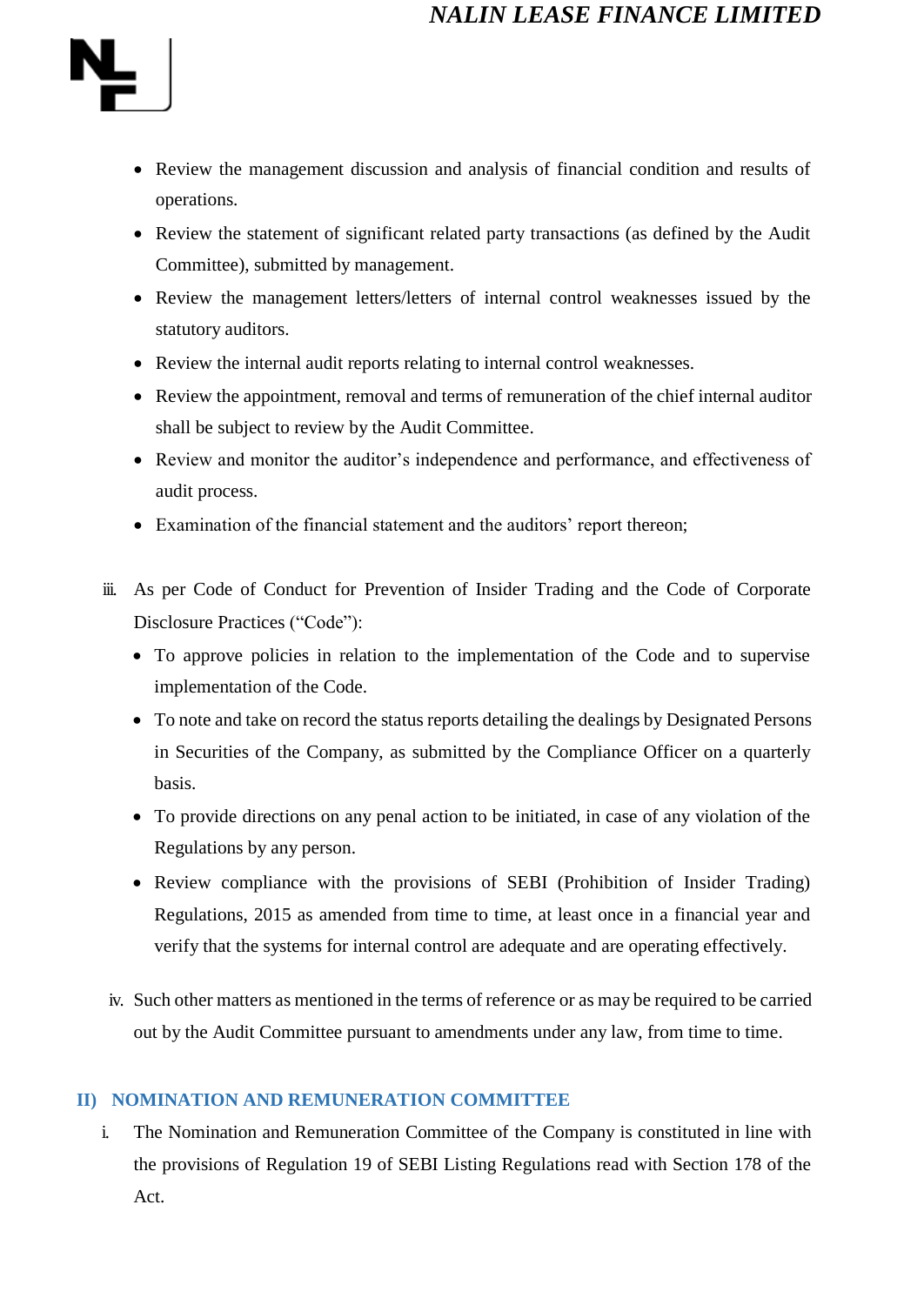- Review the management discussion and analysis of financial condition and results of operations.
- Review the statement of significant related party transactions (as defined by the Audit Committee), submitted by management.
- Review the management letters/letters of internal control weaknesses issued by the statutory auditors.
- Review the internal audit reports relating to internal control weaknesses.
- Review the appointment, removal and terms of remuneration of the chief internal auditor shall be subject to review by the Audit Committee.
- Review and monitor the auditor's independence and performance, and effectiveness of audit process.
- Examination of the financial statement and the auditors' report thereon;

iii. As per Code of Conduct for Prevention of Insider Trading and the Code of Corporate Disclosure Practices ("Code"):

- To approve policies in relation to the implementation of the Code and to supervise implementation of the Code.
- To note and take on record the status reports detailing the dealings by Designated Persons in Securities of the Company, as submitted by the Compliance Officer on a quarterly basis.
- To provide directions on any penal action to be initiated, in case of any violation of the Regulations by any person.
- Review compliance with the provisions of SEBI (Prohibition of Insider Trading) Regulations, 2015 as amended from time to time, at least once in a financial year and verify that the systems for internal control are adequate and are operating effectively.

iv. Such other matters as mentioned in the terms of reference or as may be required to be carried out by the Audit Committee pursuant to amendments under any law, from time to time.

## II) NOMINATION AND REMUNERATION COMMITTEE

i. The Nomination and Remuneration Committee of the Company is constituted in line with the provisions of Regulation 19 of SEBI Listing Regulations read with Section 178 of the Act.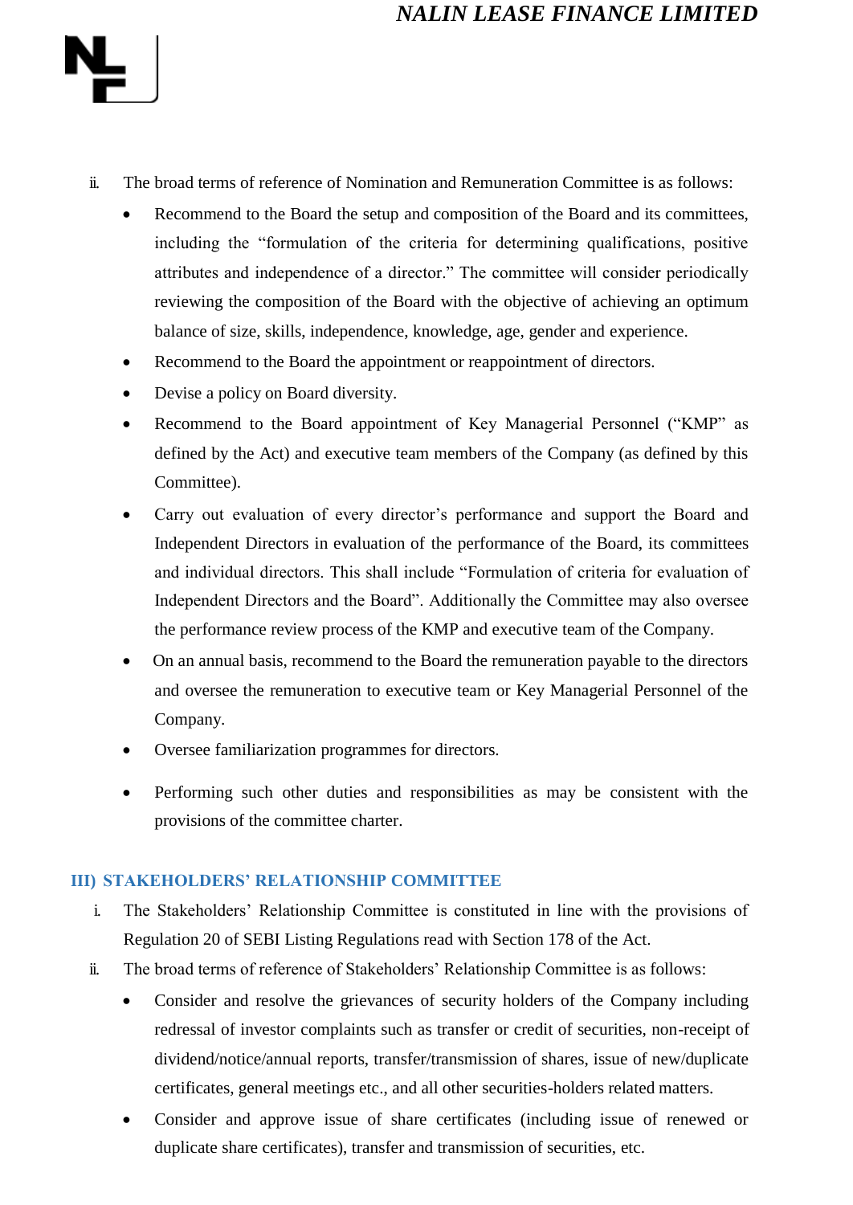ii. The broad terms of reference of Nomination and Remuneration Committee is as follows:

- Recommend to the Board the setup and composition of the Board and its committees, including the "formulation of the criteria for determining qualifications, positive attributes and independence of a director." The committee will consider periodically reviewing the composition of the Board with the objective of achieving an optimum balance of size, skills, independence, knowledge, age, gender and experience.
- Recommend to the Board the appointment or reappointment of directors.
- Devise a policy on Board diversity.
- Recommend to the Board appointment of Key Managerial Personnel ("KMP" as defined by the Act) and executive team members of the Company (as defined by this Committee).
- Carry out evaluation of every director's performance and support the Board and Independent Directors in evaluation of the performance of the Board, its committees and individual directors. This shall include "Formulation of criteria for evaluation of Independent Directors and the Board". Additionally the Committee may also oversee the performance review process of the KMP and executive team of the Company.
- On an annual basis, recommend to the Board the remuneration payable to the directors and oversee the remuneration to executive team or Key Managerial Personnel of the Company.
- Oversee familiarization programmes for directors.
- Performing such other duties and responsibilities as may be consistent with the provisions of the committee charter.

## III) STAKEHOLDERS' RELATIONSHIP COMMITTEE

i. The Stakeholders' Relationship Committee is constituted in line with the provisions of Regulation 20 of SEBI Listing Regulations read with Section 178 of the Act.

ii. The broad terms of reference of Stakeholders' Relationship Committee is as follows:

- Consider and resolve the grievances of security holders of the Company including redressal of investor complaints such as transfer or credit of securities, non-receipt of dividend/notice/annual reports, transfer/transmission of shares, issue of new/duplicate certificates, general meetings etc., and all other securities-holders related matters.
- Consider and approve issue of share certificates (including issue of renewed or duplicate share certificates), transfer and transmission of securities, etc.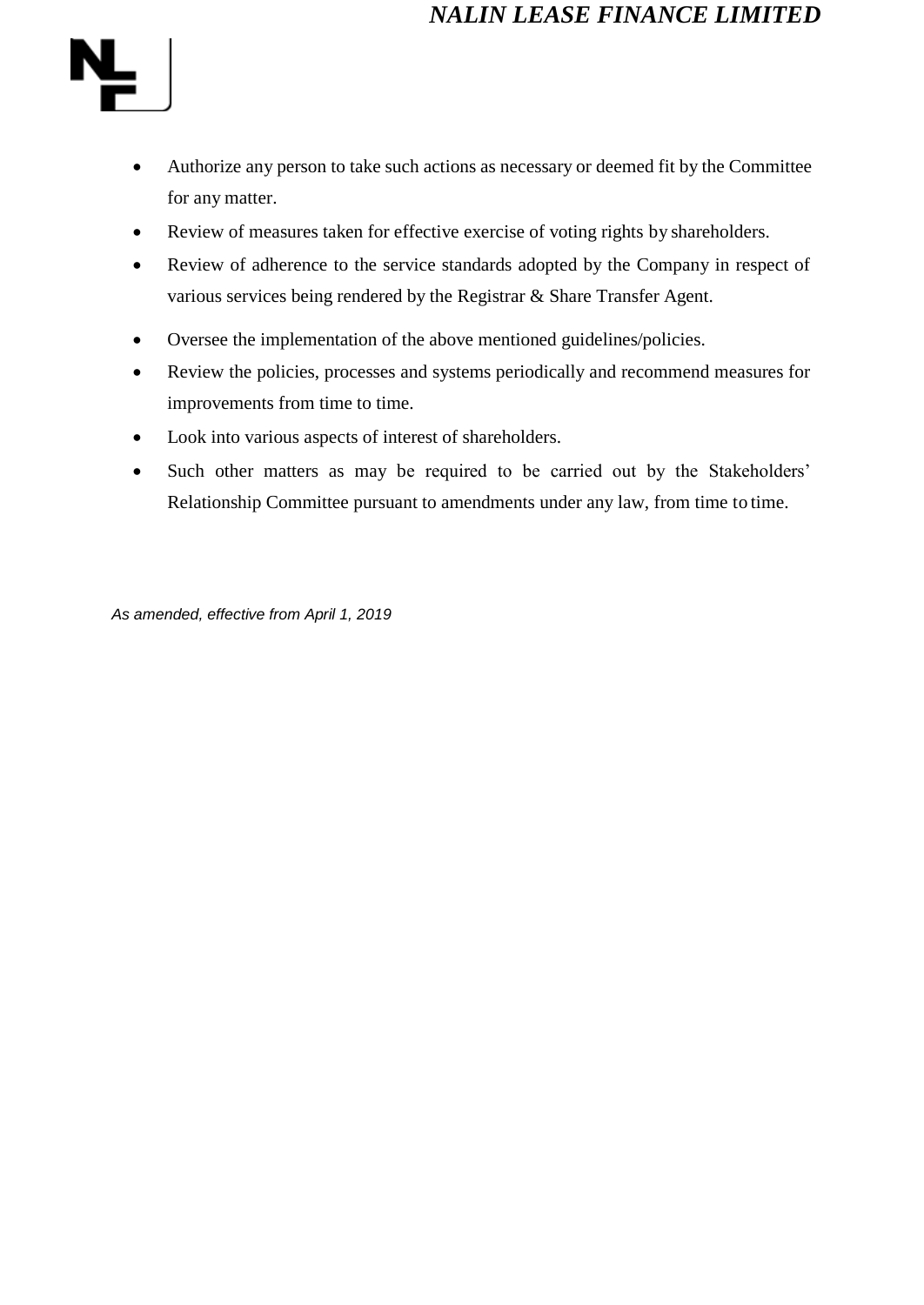- Authorize any person to take such actions as necessary or deemed fit by the Committee for any matter.
- Review of measures taken for effective exercise of voting rights by shareholders.
- Review of adherence to the service standards adopted by the Company in respect of various services being rendered by the Registrar & Share Transfer Agent.
- Oversee the implementation of the above mentioned guidelines/policies.
- Review the policies, processes and systems periodically and recommend measures for improvements from time to time.
- Look into various aspects of interest of shareholders.
- Such other matters as may be required to be carried out by the Stakeholders' Relationship Committee pursuant to amendments under any law, from time to time.

*As amended, effective from April 1, 2019*